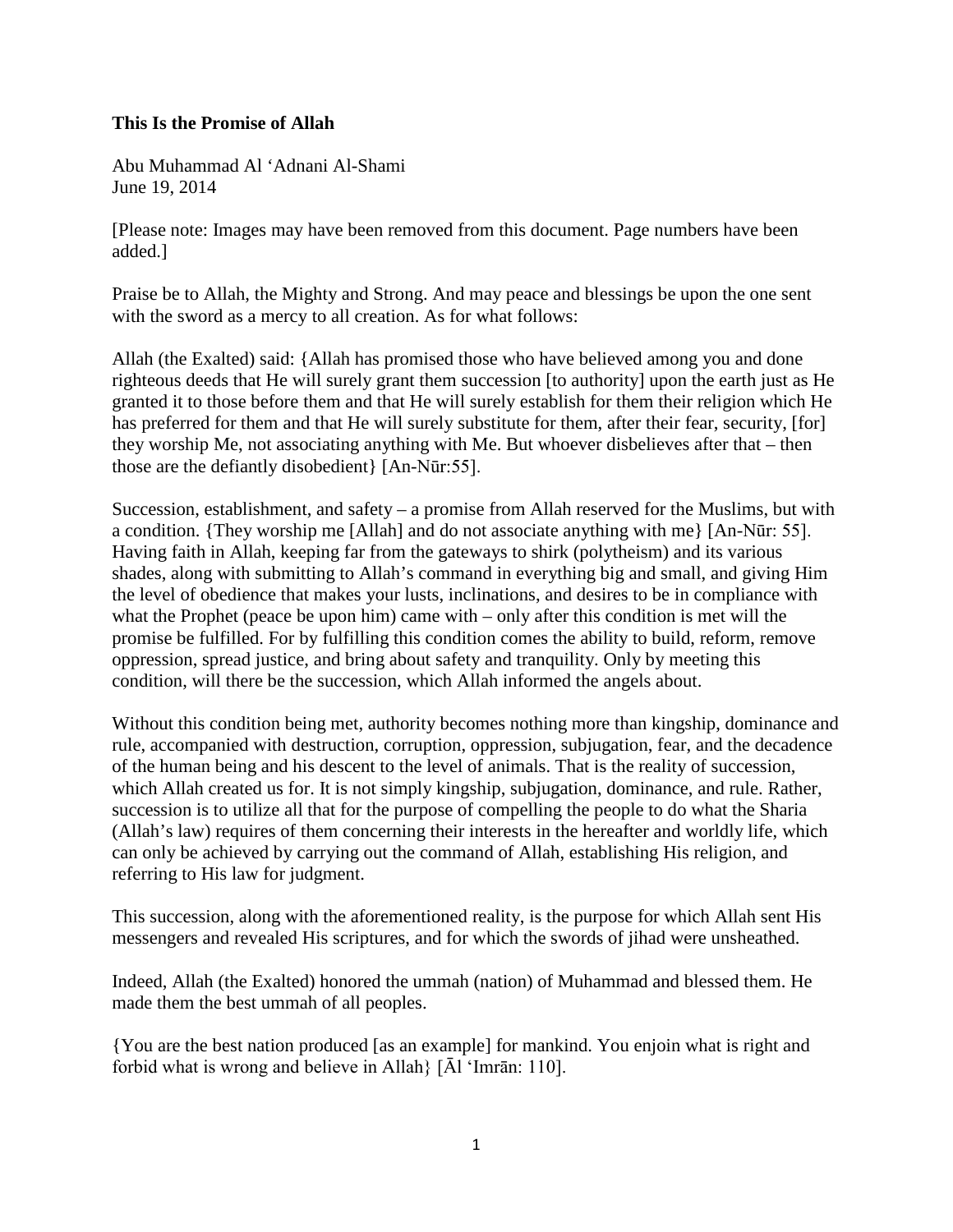**This Is the Promise of Allah**

Abu Muhammad Al 'Adnani Al-Shami
June 19, 2014

[Please note: Images may have been removed from this document. Page numbers have been added.]

Praise be to Allah, the Mighty and Strong. And may peace and blessings be upon the one sent with the sword as a mercy to all creation. As for what follows:

Allah (the Exalted) said: {Allah has promised those who have believed among you and done righteous deeds that He will surely grant them succession [to authority] upon the earth just as He granted it to those before them and that He will surely establish for them their religion which He has preferred for them and that He will surely substitute for them, after their fear, security, [for] they worship Me, not associating anything with Me. But whoever disbelieves after that – then those are the defiantly disobedient} [An-Nūr:55].

Succession, establishment, and safety – a promise from Allah reserved for the Muslims, but with a condition. {They worship me [Allah] and do not associate anything with me} [An-Nūr: 55]. Having faith in Allah, keeping far from the gateways to shirk (polytheism) and its various shades, along with submitting to Allah's command in everything big and small, and giving Him the level of obedience that makes your lusts, inclinations, and desires to be in compliance with what the Prophet (peace be upon him) came with – only after this condition is met will the promise be fulfilled. For by fulfilling this condition comes the ability to build, reform, remove oppression, spread justice, and bring about safety and tranquility. Only by meeting this condition, will there be the succession, which Allah informed the angels about.

Without this condition being met, authority becomes nothing more than kingship, dominance and rule, accompanied with destruction, corruption, oppression, subjugation, fear, and the decadence of the human being and his descent to the level of animals. That is the reality of succession, which Allah created us for. It is not simply kingship, subjugation, dominance, and rule. Rather, succession is to utilize all that for the purpose of compelling the people to do what the Sharia (Allah's law) requires of them concerning their interests in the hereafter and worldly life, which can only be achieved by carrying out the command of Allah, establishing His religion, and referring to His law for judgment.

This succession, along with the aforementioned reality, is the purpose for which Allah sent His messengers and revealed His scriptures, and for which the swords of jihad were unsheathed.

Indeed, Allah (the Exalted) honored the ummah (nation) of Muhammad and blessed them. He made them the best ummah of all peoples.

{You are the best nation produced [as an example] for mankind. You enjoin what is right and forbid what is wrong and believe in Allah} [Āl 'Imrān: 110].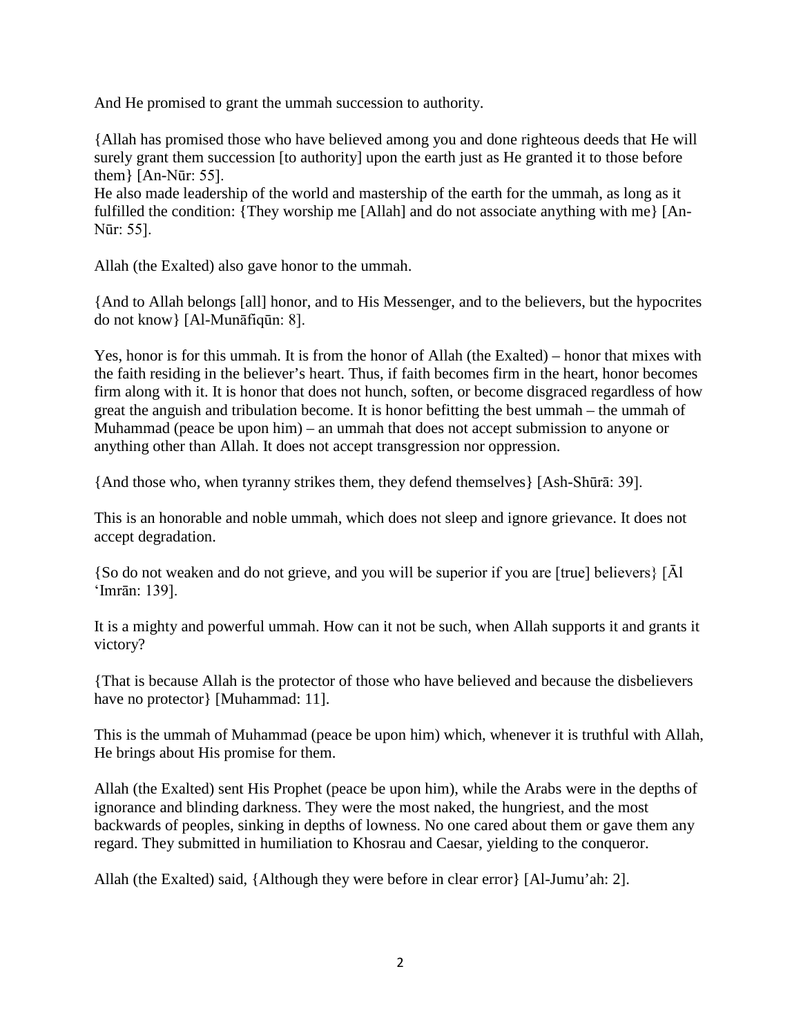And He promised to grant the ummah succession to authority.

{Allah has promised those who have believed among you and done righteous deeds that He will surely grant them succession [to authority] upon the earth just as He granted it to those before them} [An-Nūr: 55].
He also made leadership of the world and mastership of the earth for the ummah, as long as it fulfilled the condition: {They worship me [Allah] and do not associate anything with me} [An-Nūr: 55].

Allah (the Exalted) also gave honor to the ummah.

{And to Allah belongs [all] honor, and to His Messenger, and to the believers, but the hypocrites do not know} [Al-Munāfiqūn: 8].

Yes, honor is for this ummah. It is from the honor of Allah (the Exalted) – honor that mixes with the faith residing in the believer's heart. Thus, if faith becomes firm in the heart, honor becomes firm along with it. It is honor that does not hunch, soften, or become disgraced regardless of how great the anguish and tribulation become. It is honor befitting the best ummah – the ummah of Muhammad (peace be upon him) – an ummah that does not accept submission to anyone or anything other than Allah. It does not accept transgression nor oppression.

{And those who, when tyranny strikes them, they defend themselves} [Ash-Shūrā: 39].

This is an honorable and noble ummah, which does not sleep and ignore grievance. It does not accept degradation.

{So do not weaken and do not grieve, and you will be superior if you are [true] believers} [Āl 'Imrān: 139].

It is a mighty and powerful ummah. How can it not be such, when Allah supports it and grants it victory?

{That is because Allah is the protector of those who have believed and because the disbelievers have no protector} [Muhammad: 11].

This is the ummah of Muhammad (peace be upon him) which, whenever it is truthful with Allah, He brings about His promise for them.

Allah (the Exalted) sent His Prophet (peace be upon him), while the Arabs were in the depths of ignorance and blinding darkness. They were the most naked, the hungriest, and the most backwards of peoples, sinking in depths of lowness. No one cared about them or gave them any regard. They submitted in humiliation to Khosrau and Caesar, yielding to the conqueror.

Allah (the Exalted) said, {Although they were before in clear error} [Al-Jumu'ah: 2].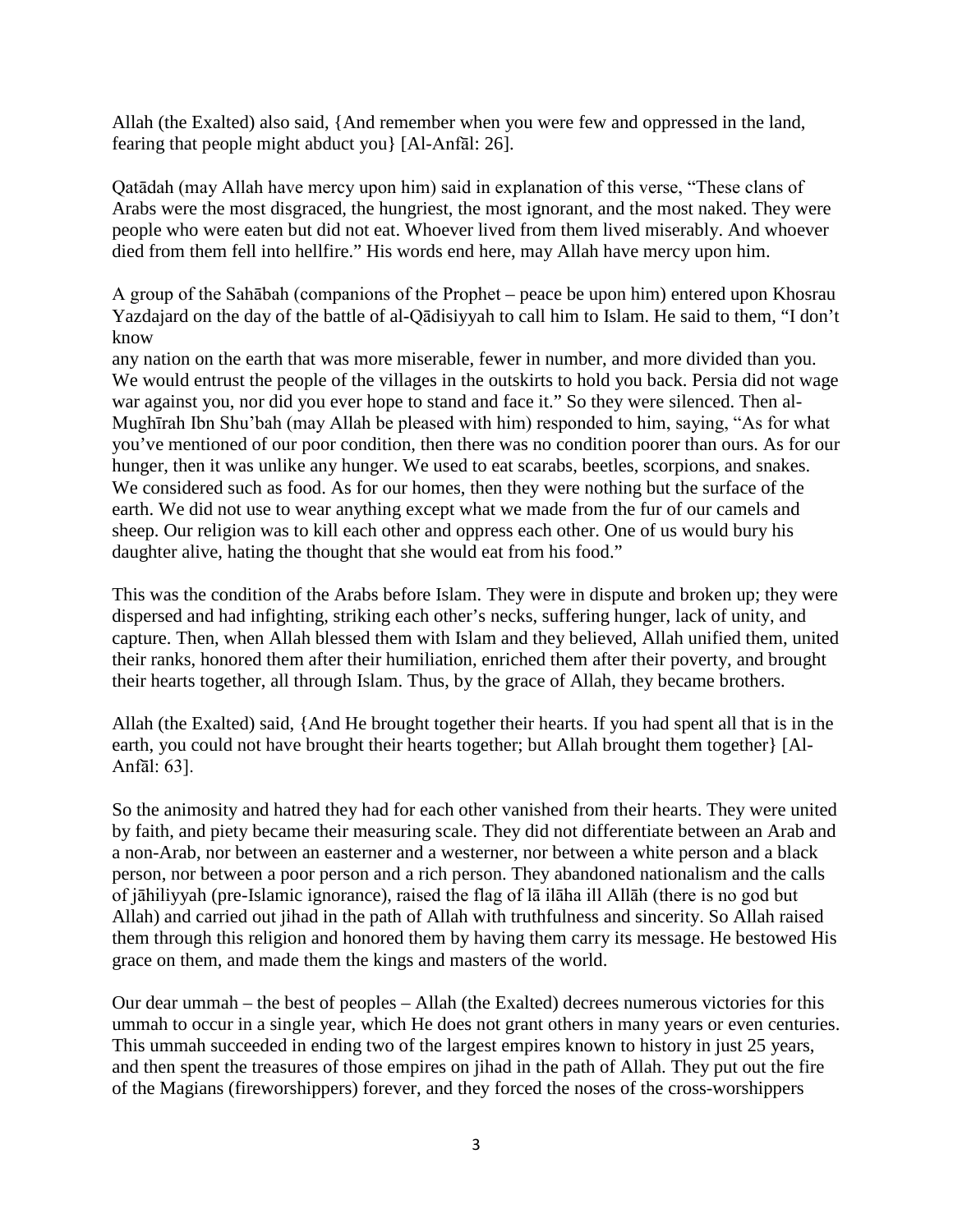Allah (the Exalted) also said, {And remember when you were few and oppressed in the land, fearing that people might abduct you} [Al-Anfāl: 26].

Qatādah (may Allah have mercy upon him) said in explanation of this verse, "These clans of Arabs were the most disgraced, the hungriest, the most ignorant, and the most naked. They were people who were eaten but did not eat. Whoever lived from them lived miserably. And whoever died from them fell into hellfire." His words end here, may Allah have mercy upon him.

A group of the Sahābah (companions of the Prophet – peace be upon him) entered upon Khosrau Yazdajard on the day of the battle of al-Qādisiyyah to call him to Islam. He said to them, "I don't know any nation on the earth that was more miserable, fewer in number, and more divided than you. We would entrust the people of the villages in the outskirts to hold you back. Persia did not wage war against you, nor did you ever hope to stand and face it." So they were silenced. Then al-Mughīrah Ibn Shu'bah (may Allah be pleased with him) responded to him, saying, "As for what you've mentioned of our poor condition, then there was no condition poorer than ours. As for our hunger, then it was unlike any hunger. We used to eat scarabs, beetles, scorpions, and snakes. We considered such as food. As for our homes, then they were nothing but the surface of the earth. We did not use to wear anything except what we made from the fur of our camels and sheep. Our religion was to kill each other and oppress each other. One of us would bury his daughter alive, hating the thought that she would eat from his food."

This was the condition of the Arabs before Islam. They were in dispute and broken up; they were dispersed and had infighting, striking each other's necks, suffering hunger, lack of unity, and capture. Then, when Allah blessed them with Islam and they believed, Allah unified them, united their ranks, honored them after their humiliation, enriched them after their poverty, and brought their hearts together, all through Islam. Thus, by the grace of Allah, they became brothers.

Allah (the Exalted) said, {And He brought together their hearts. If you had spent all that is in the earth, you could not have brought their hearts together; but Allah brought them together} [Al-Anfāl: 63].

So the animosity and hatred they had for each other vanished from their hearts. They were united by faith, and piety became their measuring scale. They did not differentiate between an Arab and a non-Arab, nor between an easterner and a westerner, nor between a white person and a black person, nor between a poor person and a rich person. They abandoned nationalism and the calls of jāhiliyyah (pre-Islamic ignorance), raised the flag of lā ilāha ill Allāh (there is no god but Allah) and carried out jihad in the path of Allah with truthfulness and sincerity. So Allah raised them through this religion and honored them by having them carry its message. He bestowed His grace on them, and made them the kings and masters of the world.

Our dear ummah – the best of peoples – Allah (the Exalted) decrees numerous victories for this ummah to occur in a single year, which He does not grant others in many years or even centuries. This ummah succeeded in ending two of the largest empires known to history in just 25 years, and then spent the treasures of those empires on jihad in the path of Allah. They put out the fire of the Magians (fireworshippers) forever, and they forced the noses of the cross-worshippers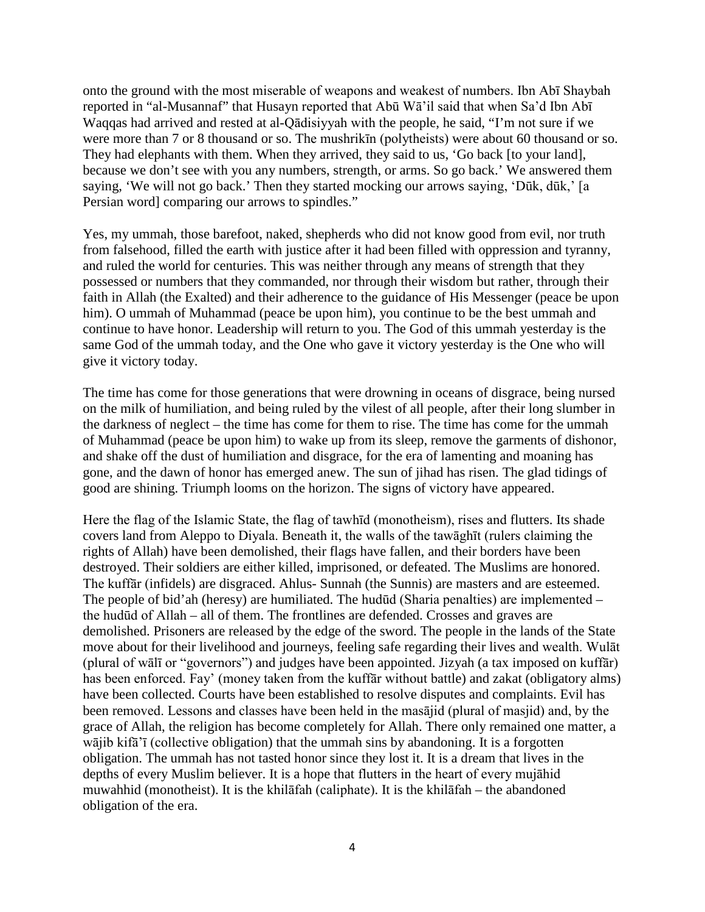onto the ground with the most miserable of weapons and weakest of numbers. Ibn Abī Shaybah reported in "al-Musannaf" that Husayn reported that Abū Wā'il said that when Sa'd Ibn Abī Waqqas had arrived and rested at al-Qādisiyyah with the people, he said, "I'm not sure if we were more than 7 or 8 thousand or so. The mushrikīn (polytheists) were about 60 thousand or so. They had elephants with them. When they arrived, they said to us, 'Go back [to your land], because we don't see with you any numbers, strength, or arms. So go back.' We answered them saying, 'We will not go back.' Then they started mocking our arrows saying, 'Dūk, dūk,' [a Persian word] comparing our arrows to spindles."

Yes, my ummah, those barefoot, naked, shepherds who did not know good from evil, nor truth from falsehood, filled the earth with justice after it had been filled with oppression and tyranny, and ruled the world for centuries. This was neither through any means of strength that they possessed or numbers that they commanded, nor through their wisdom but rather, through their faith in Allah (the Exalted) and their adherence to the guidance of His Messenger (peace be upon him). O ummah of Muhammad (peace be upon him), you continue to be the best ummah and continue to have honor. Leadership will return to you. The God of this ummah yesterday is the same God of the ummah today, and the One who gave it victory yesterday is the One who will give it victory today.

The time has come for those generations that were drowning in oceans of disgrace, being nursed on the milk of humiliation, and being ruled by the vilest of all people, after their long slumber in the darkness of neglect – the time has come for them to rise. The time has come for the ummah of Muhammad (peace be upon him) to wake up from its sleep, remove the garments of dishonor, and shake off the dust of humiliation and disgrace, for the era of lamenting and moaning has gone, and the dawn of honor has emerged anew. The sun of jihad has risen. The glad tidings of good are shining. Triumph looms on the horizon. The signs of victory have appeared.

Here the flag of the Islamic State, the flag of tawhīd (monotheism), rises and flutters. Its shade covers land from Aleppo to Diyala. Beneath it, the walls of the tawāghīt (rulers claiming the rights of Allah) have been demolished, their flags have fallen, and their borders have been destroyed. Their soldiers are either killed, imprisoned, or defeated. The Muslims are honored. The kuffār (infidels) are disgraced. Ahlus- Sunnah (the Sunnis) are masters and are esteemed. The people of bid'ah (heresy) are humiliated. The hudūd (Sharia penalties) are implemented – the hudūd of Allah – all of them. The frontlines are defended. Crosses and graves are demolished. Prisoners are released by the edge of the sword. The people in the lands of the State move about for their livelihood and journeys, feeling safe regarding their lives and wealth. Wulāt (plural of wālī or "governors") and judges have been appointed. Jizyah (a tax imposed on kuffār) has been enforced. Fay' (money taken from the kuffār without battle) and zakat (obligatory alms) have been collected. Courts have been established to resolve disputes and complaints. Evil has been removed. Lessons and classes have been held in the masājid (plural of masjid) and, by the grace of Allah, the religion has become completely for Allah. There only remained one matter, a wājib kifā'ī (collective obligation) that the ummah sins by abandoning. It is a forgotten obligation. The ummah has not tasted honor since they lost it. It is a dream that lives in the depths of every Muslim believer. It is a hope that flutters in the heart of every mujāhid muwahhid (monotheist). It is the khilāfah (caliphate). It is the khilāfah – the abandoned obligation of the era.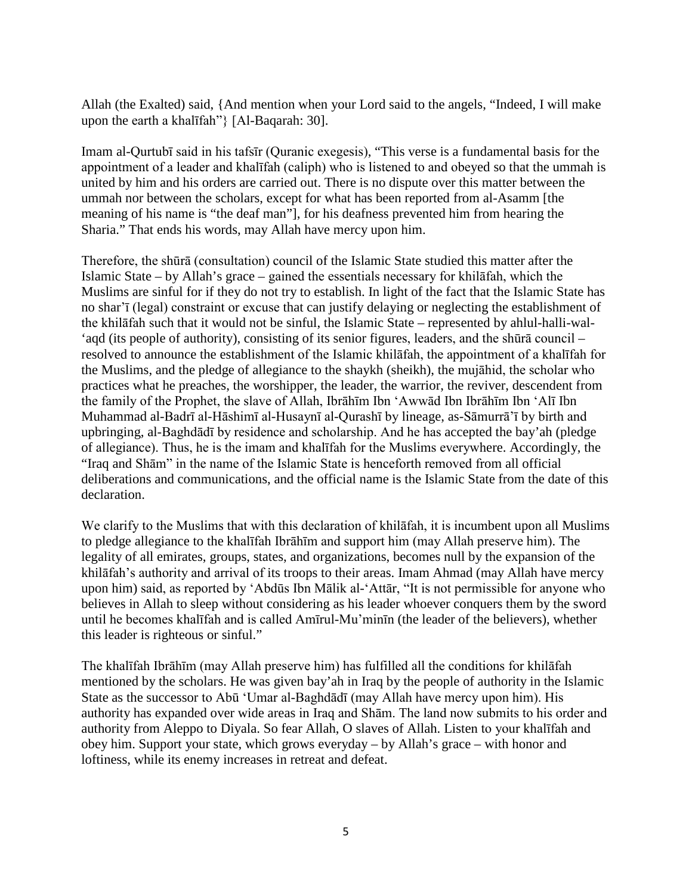Allah (the Exalted) said, {And mention when your Lord said to the angels, “Indeed, I will make upon the earth a khalīfah”} [Al-Baqarah: 30].

Imam al-Qurtubī said in his tafsīr (Quranic exegesis), “This verse is a fundamental basis for the appointment of a leader and khalīfah (caliph) who is listened to and obeyed so that the ummah is united by him and his orders are carried out. There is no dispute over this matter between the ummah nor between the scholars, except for what has been reported from al-Asamm [the meaning of his name is “the deaf man”], for his deafness prevented him from hearing the Sharia.” That ends his words, may Allah have mercy upon him.

Therefore, the shūrā (consultation) council of the Islamic State studied this matter after the Islamic State – by Allah’s grace – gained the essentials necessary for khilāfah, which the Muslims are sinful for if they do not try to establish. In light of the fact that the Islamic State has no shar’ī (legal) constraint or excuse that can justify delaying or neglecting the establishment of the khilāfah such that it would not be sinful, the Islamic State – represented by ahlul-halli-wal-‘aqd (its people of authority), consisting of its senior figures, leaders, and the shūrā council – resolved to announce the establishment of the Islamic khilāfah, the appointment of a khalīfah for the Muslims, and the pledge of allegiance to the shaykh (sheikh), the mujāhid, the scholar who practices what he preaches, the worshipper, the leader, the warrior, the reviver, descendent from the family of the Prophet, the slave of Allah, Ibrāhīm Ibn ‘Awwād Ibn Ibrāhīm Ibn ‘Alī Ibn Muhammad al-Badrī al-Hāshimī al-Husaynī al-Qurashī by lineage, as-Sāmurrā’ī by birth and upbringing, al-Baghdādī by residence and scholarship. And he has accepted the bay’ah (pledge of allegiance). Thus, he is the imam and khalīfah for the Muslims everywhere. Accordingly, the “Iraq and Shām” in the name of the Islamic State is henceforth removed from all official deliberations and communications, and the official name is the Islamic State from the date of this declaration.

We clarify to the Muslims that with this declaration of khilāfah, it is incumbent upon all Muslims to pledge allegiance to the khalīfah Ibrāhīm and support him (may Allah preserve him). The legality of all emirates, groups, states, and organizations, becomes null by the expansion of the khilāfah’s authority and arrival of its troops to their areas. Imam Ahmad (may Allah have mercy upon him) said, as reported by ‘Abdūs Ibn Mālik al-‘Attār, “It is not permissible for anyone who believes in Allah to sleep without considering as his leader whoever conquers them by the sword until he becomes khalīfah and is called Amīrul-Mu’minīn (the leader of the believers), whether this leader is righteous or sinful.”

The khalīfah Ibrāhīm (may Allah preserve him) has fulfilled all the conditions for khilāfah mentioned by the scholars. He was given bay’ah in Iraq by the people of authority in the Islamic State as the successor to Abū ‘Umar al-Baghdādī (may Allah have mercy upon him). His authority has expanded over wide areas in Iraq and Shām. The land now submits to his order and authority from Aleppo to Diyala. So fear Allah, O slaves of Allah. Listen to your khalīfah and obey him. Support your state, which grows everyday – by Allah’s grace – with honor and loftiness, while its enemy increases in retreat and defeat.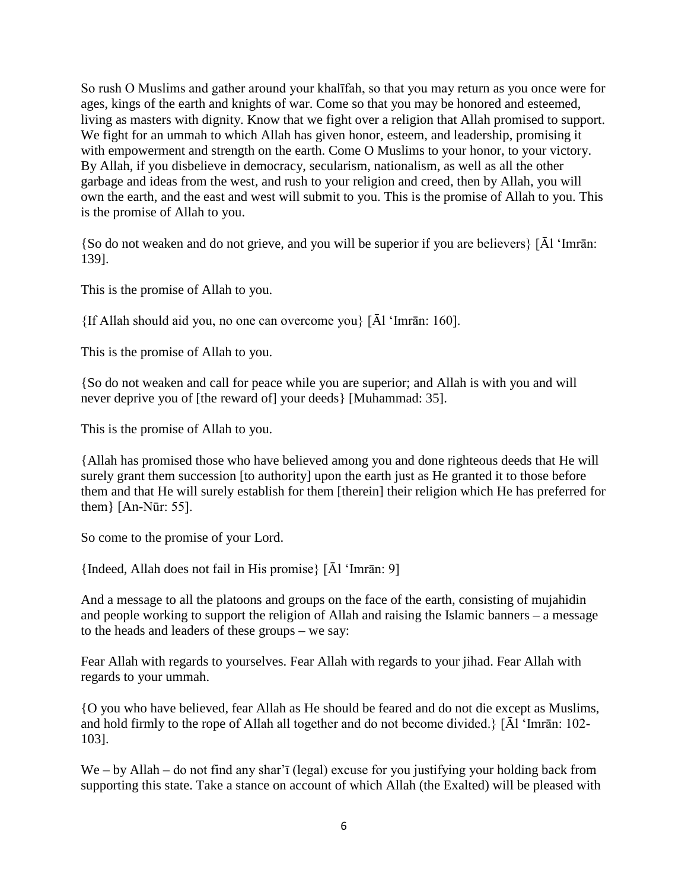So rush O Muslims and gather around your khalīfah, so that you may return as you once were for ages, kings of the earth and knights of war. Come so that you may be honored and esteemed, living as masters with dignity. Know that we fight over a religion that Allah promised to support. We fight for an ummah to which Allah has given honor, esteem, and leadership, promising it with empowerment and strength on the earth. Come O Muslims to your honor, to your victory. By Allah, if you disbelieve in democracy, secularism, nationalism, as well as all the other garbage and ideas from the west, and rush to your religion and creed, then by Allah, you will own the earth, and the east and west will submit to you. This is the promise of Allah to you. This is the promise of Allah to you.

{So do not weaken and do not grieve, and you will be superior if you are believers} [Āl 'Imrān: 139].

This is the promise of Allah to you.

{If Allah should aid you, no one can overcome you} [Āl 'Imrān: 160].

This is the promise of Allah to you.

{So do not weaken and call for peace while you are superior; and Allah is with you and will never deprive you of [the reward of] your deeds} [Muhammad: 35].

This is the promise of Allah to you.

{Allah has promised those who have believed among you and done righteous deeds that He will surely grant them succession [to authority] upon the earth just as He granted it to those before them and that He will surely establish for them [therein] their religion which He has preferred for them} [An-Nūr: 55].

So come to the promise of your Lord.

{Indeed, Allah does not fail in His promise} [Āl 'Imrān: 9]

And a message to all the platoons and groups on the face of the earth, consisting of mujahidin and people working to support the religion of Allah and raising the Islamic banners – a message to the heads and leaders of these groups – we say:

Fear Allah with regards to yourselves. Fear Allah with regards to your jihad. Fear Allah with regards to your ummah.

{O you who have believed, fear Allah as He should be feared and do not die except as Muslims, and hold firmly to the rope of Allah all together and do not become divided.} [Āl 'Imrān: 102-103].

We – by Allah – do not find any shar'ī (legal) excuse for you justifying your holding back from supporting this state. Take a stance on account of which Allah (the Exalted) will be pleased with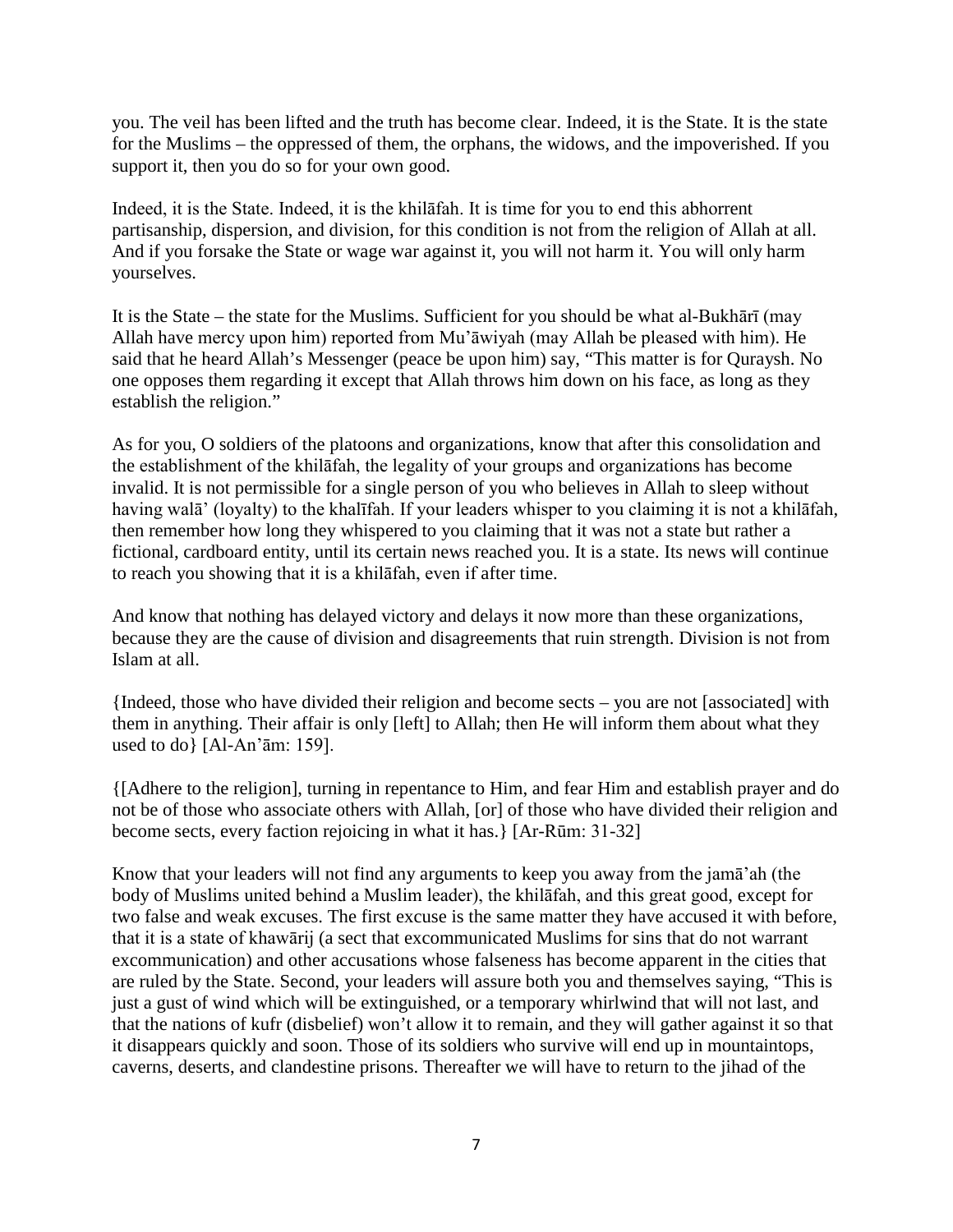you. The veil has been lifted and the truth has become clear. Indeed, it is the State. It is the state for the Muslims – the oppressed of them, the orphans, the widows, and the impoverished. If you support it, then you do so for your own good.

Indeed, it is the State. Indeed, it is the khilāfah. It is time for you to end this abhorrent partisanship, dispersion, and division, for this condition is not from the religion of Allah at all. And if you forsake the State or wage war against it, you will not harm it. You will only harm yourselves.

It is the State – the state for the Muslims. Sufficient for you should be what al-Bukhārī (may Allah have mercy upon him) reported from Mu'āwiyah (may Allah be pleased with him). He said that he heard Allah's Messenger (peace be upon him) say, "This matter is for Quraysh. No one opposes them regarding it except that Allah throws him down on his face, as long as they establish the religion."

As for you, O soldiers of the platoons and organizations, know that after this consolidation and the establishment of the khilāfah, the legality of your groups and organizations has become invalid. It is not permissible for a single person of you who believes in Allah to sleep without having walā' (loyalty) to the khalīfah. If your leaders whisper to you claiming it is not a khilāfah, then remember how long they whispered to you claiming that it was not a state but rather a fictional, cardboard entity, until its certain news reached you. It is a state. Its news will continue to reach you showing that it is a khilāfah, even if after time.

And know that nothing has delayed victory and delays it now more than these organizations, because they are the cause of division and disagreements that ruin strength. Division is not from Islam at all.

{Indeed, those who have divided their religion and become sects – you are not [associated] with them in anything. Their affair is only [left] to Allah; then He will inform them about what they used to do} [Al-An'ām: 159].

{[Adhere to the religion], turning in repentance to Him, and fear Him and establish prayer and do not be of those who associate others with Allah, [or] of those who have divided their religion and become sects, every faction rejoicing in what it has.} [Ar-Rūm: 31-32]

Know that your leaders will not find any arguments to keep you away from the jamā'ah (the body of Muslims united behind a Muslim leader), the khilāfah, and this great good, except for two false and weak excuses. The first excuse is the same matter they have accused it with before, that it is a state of khawārij (a sect that excommunicated Muslims for sins that do not warrant excommunication) and other accusations whose falseness has become apparent in the cities that are ruled by the State. Second, your leaders will assure both you and themselves saying, "This is just a gust of wind which will be extinguished, or a temporary whirlwind that will not last, and that the nations of kufr (disbelief) won't allow it to remain, and they will gather against it so that it disappears quickly and soon. Those of its soldiers who survive will end up in mountaintops, caverns, deserts, and clandestine prisons. Thereafter we will have to return to the jihad of the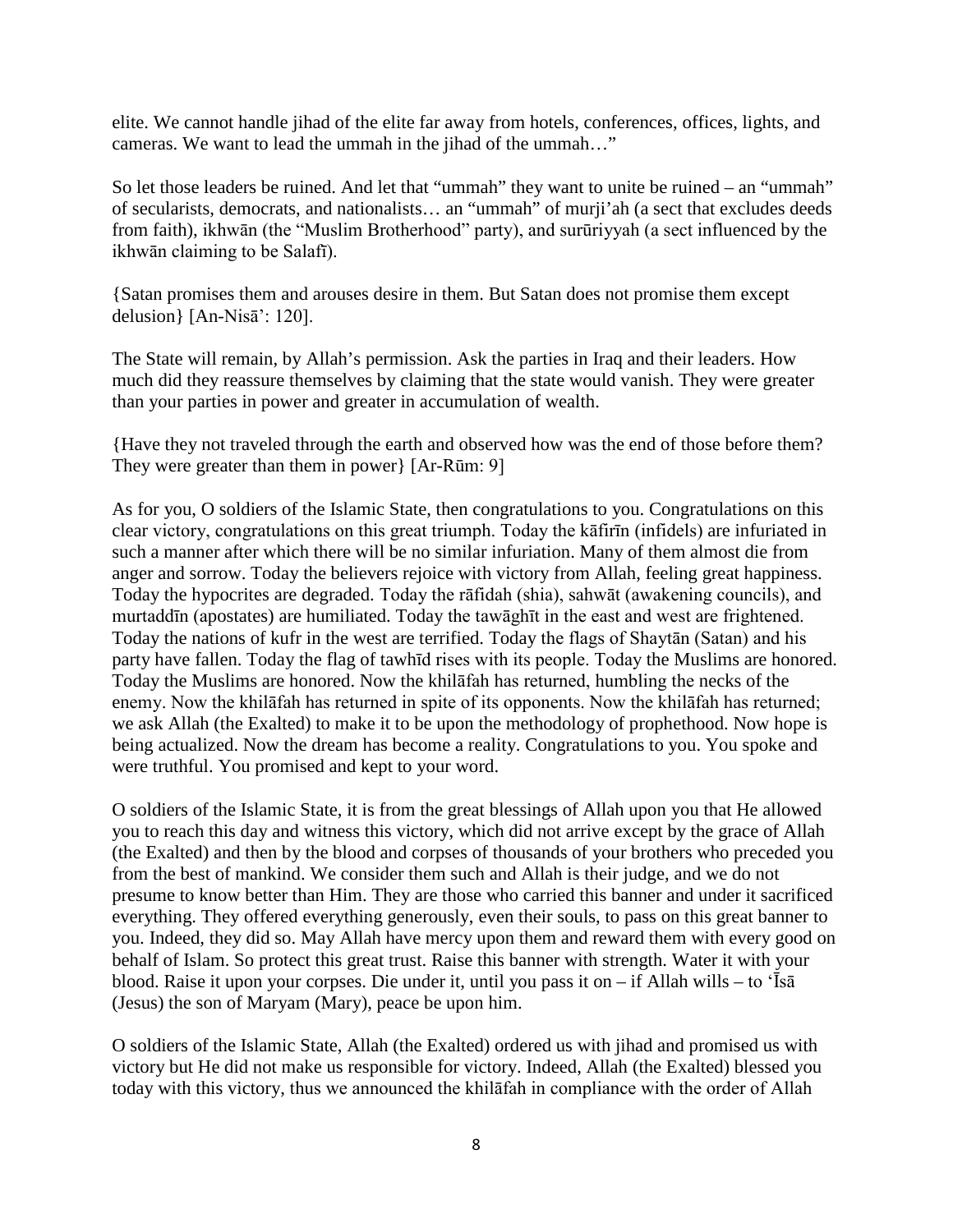elite. We cannot handle jihad of the elite far away from hotels, conferences, offices, lights, and cameras. We want to lead the ummah in the jihad of the ummah…"

So let those leaders be ruined. And let that "ummah" they want to unite be ruined – an "ummah" of secularists, democrats, and nationalists… an "ummah" of murji'ah (a sect that excludes deeds from faith), ikhwān (the "Muslim Brotherhood" party), and surūriyyah (a sect influenced by the ikhwān claiming to be Salafī).

{Satan promises them and arouses desire in them. But Satan does not promise them except delusion} [An-Nisā': 120].

The State will remain, by Allah's permission. Ask the parties in Iraq and their leaders. How much did they reassure themselves by claiming that the state would vanish. They were greater than your parties in power and greater in accumulation of wealth.

{Have they not traveled through the earth and observed how was the end of those before them? They were greater than them in power} [Ar-Rūm: 9]

As for you, O soldiers of the Islamic State, then congratulations to you. Congratulations on this clear victory, congratulations on this great triumph. Today the kāfirīn (infidels) are infuriated in such a manner after which there will be no similar infuriation. Many of them almost die from anger and sorrow. Today the believers rejoice with victory from Allah, feeling great happiness. Today the hypocrites are degraded. Today the rāfidah (shia), sahwāt (awakening councils), and murtaddīn (apostates) are humiliated. Today the tawāghīt in the east and west are frightened. Today the nations of kufr in the west are terrified. Today the flags of Shaytān (Satan) and his party have fallen. Today the flag of tawhīd rises with its people. Today the Muslims are honored. Today the Muslims are honored. Now the khilāfah has returned, humbling the necks of the enemy. Now the khilāfah has returned in spite of its opponents. Now the khilāfah has returned; we ask Allah (the Exalted) to make it to be upon the methodology of prophethood. Now hope is being actualized. Now the dream has become a reality. Congratulations to you. You spoke and were truthful. You promised and kept to your word.

O soldiers of the Islamic State, it is from the great blessings of Allah upon you that He allowed you to reach this day and witness this victory, which did not arrive except by the grace of Allah (the Exalted) and then by the blood and corpses of thousands of your brothers who preceded you from the best of mankind. We consider them such and Allah is their judge, and we do not presume to know better than Him. They are those who carried this banner and under it sacrificed everything. They offered everything generously, even their souls, to pass on this great banner to you. Indeed, they did so. May Allah have mercy upon them and reward them with every good on behalf of Islam. So protect this great trust. Raise this banner with strength. Water it with your blood. Raise it upon your corpses. Die under it, until you pass it on – if Allah wills – to 'Īsā (Jesus) the son of Maryam (Mary), peace be upon him.

O soldiers of the Islamic State, Allah (the Exalted) ordered us with jihad and promised us with victory but He did not make us responsible for victory. Indeed, Allah (the Exalted) blessed you today with this victory, thus we announced the khilāfah in compliance with the order of Allah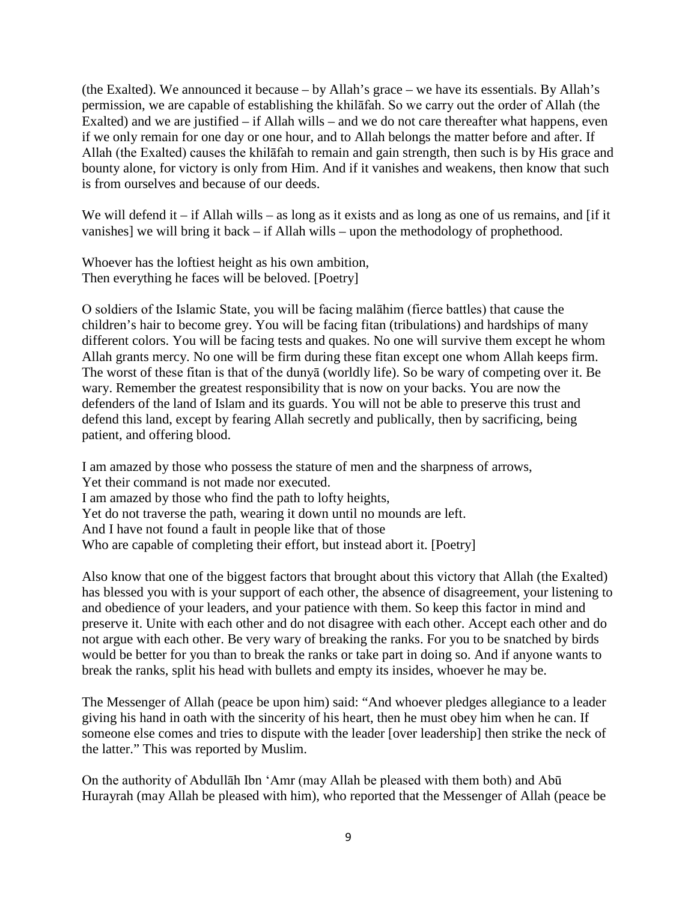(the Exalted). We announced it because – by Allah's grace – we have its essentials. By Allah's permission, we are capable of establishing the khilāfah. So we carry out the order of Allah (the Exalted) and we are justified – if Allah wills – and we do not care thereafter what happens, even if we only remain for one day or one hour, and to Allah belongs the matter before and after. If Allah (the Exalted) causes the khilāfah to remain and gain strength, then such is by His grace and bounty alone, for victory is only from Him. And if it vanishes and weakens, then know that such is from ourselves and because of our deeds.

We will defend it – if Allah wills – as long as it exists and as long as one of us remains, and [if it vanishes] we will bring it back – if Allah wills – upon the methodology of prophethood.

Whoever has the loftiest height as his own ambition,
Then everything he faces will be beloved. [Poetry]

O soldiers of the Islamic State, you will be facing malāhim (fierce battles) that cause the children's hair to become grey. You will be facing fitan (tribulations) and hardships of many different colors. You will be facing tests and quakes. No one will survive them except he whom Allah grants mercy. No one will be firm during these fitan except one whom Allah keeps firm. The worst of these fitan is that of the dunyā (worldly life). So be wary of competing over it. Be wary. Remember the greatest responsibility that is now on your backs. You are now the defenders of the land of Islam and its guards. You will not be able to preserve this trust and defend this land, except by fearing Allah secretly and publically, then by sacrificing, being patient, and offering blood.

I am amazed by those who possess the stature of men and the sharpness of arrows,
Yet their command is not made nor executed.
I am amazed by those who find the path to lofty heights,
Yet do not traverse the path, wearing it down until no mounds are left.
And I have not found a fault in people like that of those
Who are capable of completing their effort, but instead abort it. [Poetry]

Also know that one of the biggest factors that brought about this victory that Allah (the Exalted) has blessed you with is your support of each other, the absence of disagreement, your listening to and obedience of your leaders, and your patience with them. So keep this factor in mind and preserve it. Unite with each other and do not disagree with each other. Accept each other and do not argue with each other. Be very wary of breaking the ranks. For you to be snatched by birds would be better for you than to break the ranks or take part in doing so. And if anyone wants to break the ranks, split his head with bullets and empty its insides, whoever he may be.

The Messenger of Allah (peace be upon him) said: "And whoever pledges allegiance to a leader giving his hand in oath with the sincerity of his heart, then he must obey him when he can. If someone else comes and tries to dispute with the leader [over leadership] then strike the neck of the latter." This was reported by Muslim.

On the authority of Abdullāh Ibn 'Amr (may Allah be pleased with them both) and Abū Hurayrah (may Allah be pleased with him), who reported that the Messenger of Allah (peace be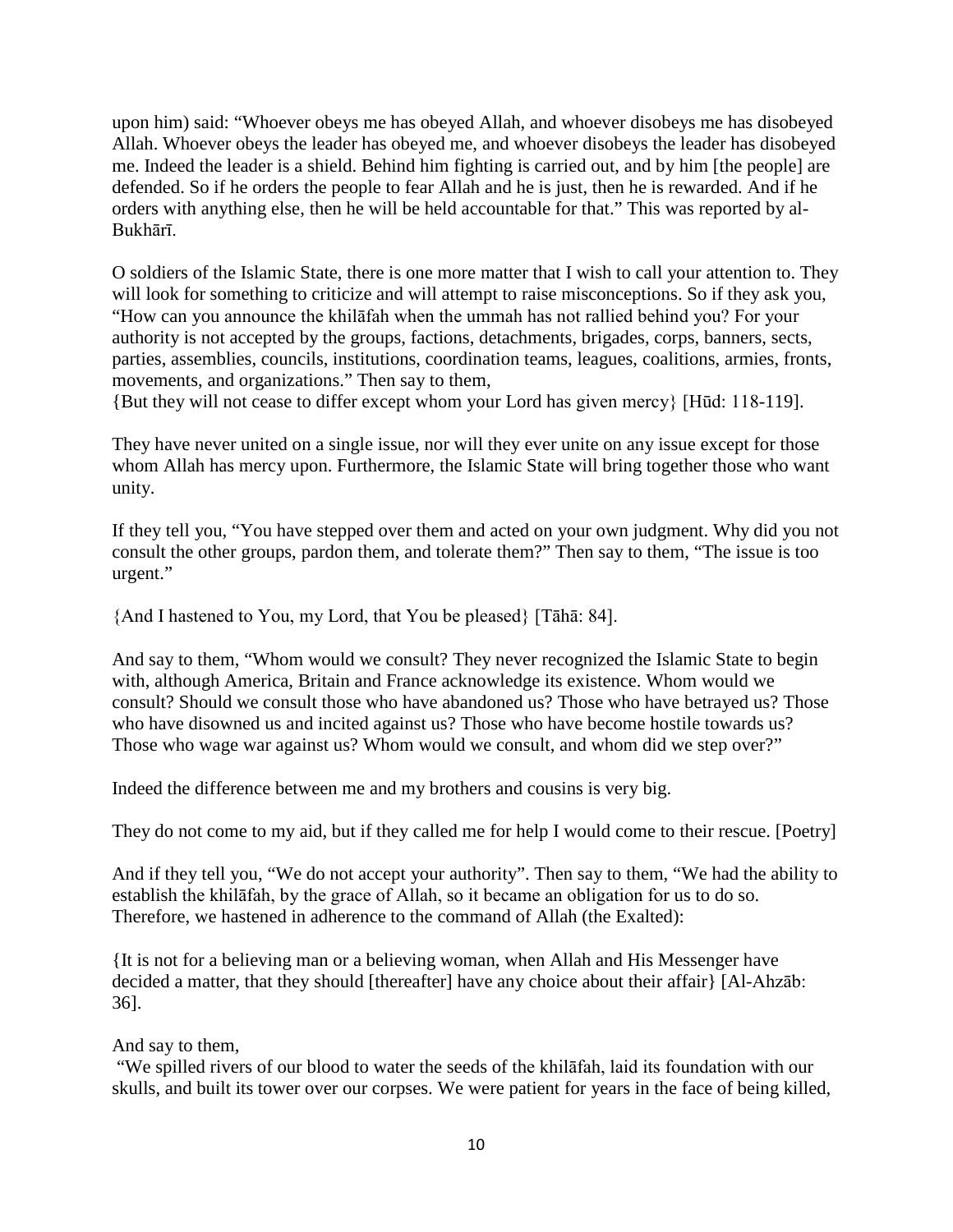upon him) said: "Whoever obeys me has obeyed Allah, and whoever disobeys me has disobeyed Allah. Whoever obeys the leader has obeyed me, and whoever disobeys the leader has disobeyed me. Indeed the leader is a shield. Behind him fighting is carried out, and by him [the people] are defended. So if he orders the people to fear Allah and he is just, then he is rewarded. And if he orders with anything else, then he will be held accountable for that." This was reported by al-Bukhārī.

O soldiers of the Islamic State, there is one more matter that I wish to call your attention to. They will look for something to criticize and will attempt to raise misconceptions. So if they ask you, "How can you announce the khilāfah when the ummah has not rallied behind you? For your authority is not accepted by the groups, factions, detachments, brigades, corps, banners, sects, parties, assemblies, councils, institutions, coordination teams, leagues, coalitions, armies, fronts, movements, and organizations." Then say to them,

{But they will not cease to differ except whom your Lord has given mercy} [Hūd: 118-119].

They have never united on a single issue, nor will they ever unite on any issue except for those whom Allah has mercy upon. Furthermore, the Islamic State will bring together those who want unity.

If they tell you, "You have stepped over them and acted on your own judgment. Why did you not consult the other groups, pardon them, and tolerate them?" Then say to them, "The issue is too urgent."

{And I hastened to You, my Lord, that You be pleased} [Tāhā: 84].

And say to them, "Whom would we consult? They never recognized the Islamic State to begin with, although America, Britain and France acknowledge its existence. Whom would we consult? Should we consult those who have abandoned us? Those who have betrayed us? Those who have disowned us and incited against us? Those who have become hostile towards us? Those who wage war against us? Whom would we consult, and whom did we step over?"

Indeed the difference between me and my brothers and cousins is very big.

They do not come to my aid, but if they called me for help I would come to their rescue. [Poetry]

And if they tell you, "We do not accept your authority". Then say to them, "We had the ability to establish the khilāfah, by the grace of Allah, so it became an obligation for us to do so. Therefore, we hastened in adherence to the command of Allah (the Exalted):

{It is not for a believing man or a believing woman, when Allah and His Messenger have decided a matter, that they should [thereafter] have any choice about their affair} [Al-Ahzāb: 36].

And say to them,

"We spilled rivers of our blood to water the seeds of the khilāfah, laid its foundation with our skulls, and built its tower over our corpses. We were patient for years in the face of being killed,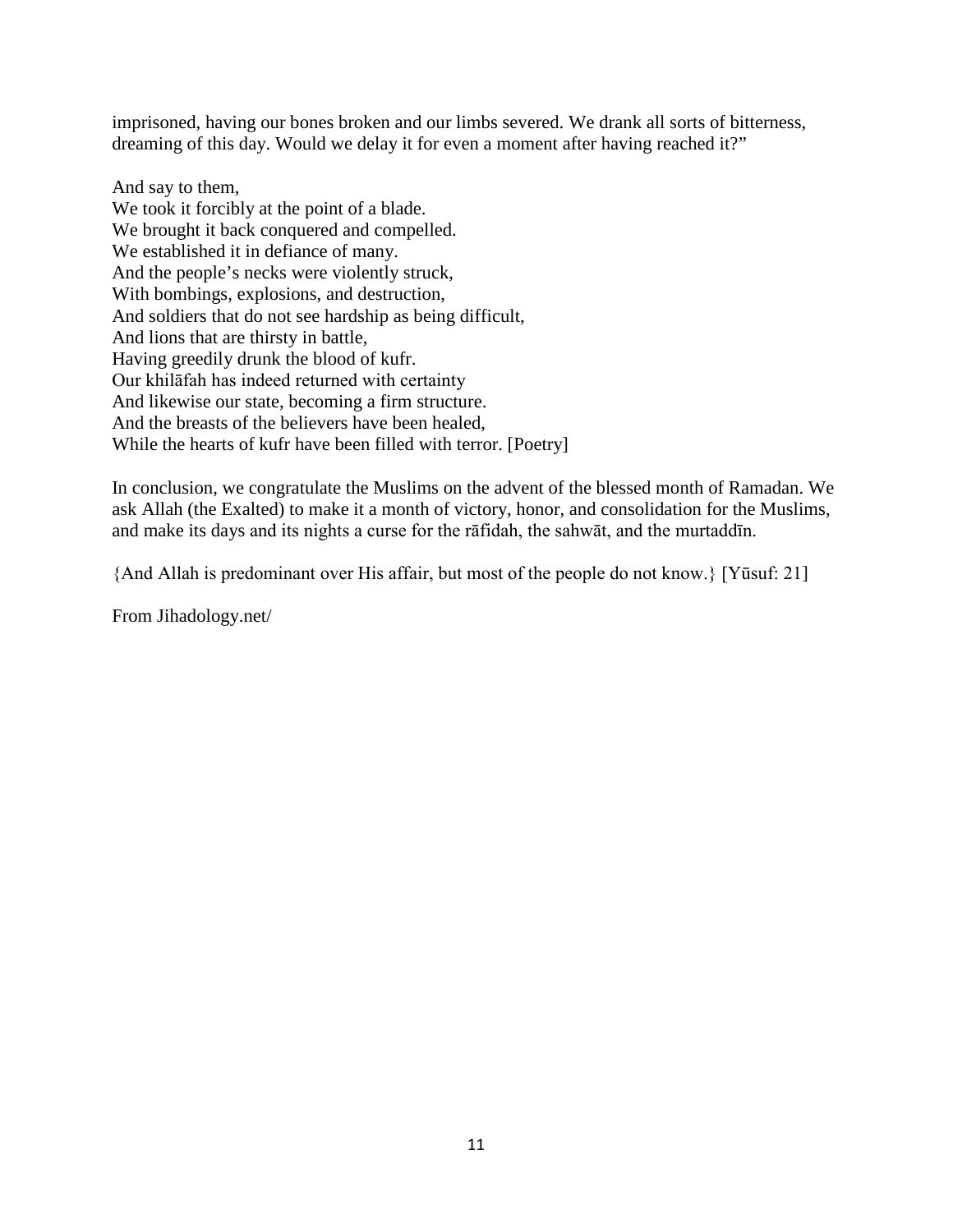imprisoned, having our bones broken and our limbs severed. We drank all sorts of bitterness, dreaming of this day. Would we delay it for even a moment after having reached it?"

And say to them,
We took it forcibly at the point of a blade.
We brought it back conquered and compelled.
We established it in defiance of many.
And the people's necks were violently struck,
With bombings, explosions, and destruction,
And soldiers that do not see hardship as being difficult,
And lions that are thirsty in battle,
Having greedily drunk the blood of kufr.
Our khilāfah has indeed returned with certainty
And likewise our state, becoming a firm structure.
And the breasts of the believers have been healed,
While the hearts of kufr have been filled with terror. [Poetry]

In conclusion, we congratulate the Muslims on the advent of the blessed month of Ramadan. We ask Allah (the Exalted) to make it a month of victory, honor, and consolidation for the Muslims, and make its days and its nights a curse for the rāfidah, the sahwāt, and the murtaddīn.

{And Allah is predominant over His affair, but most of the people do not know.} [Yūsuf: 21]

From Jihadology.net/